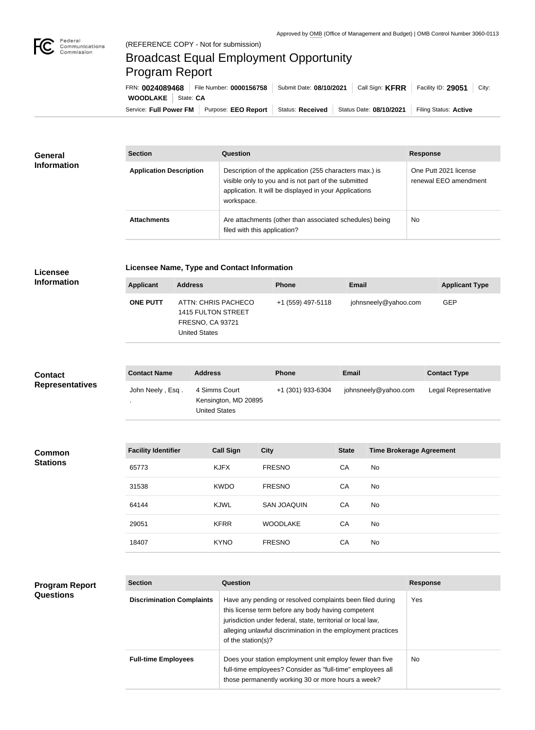Approved by OMB (Office of Management and Budget) | OMB Control Number 3060-0113

(REFERENCE COPY - Not for submission)

# Broadcast Equal Employment Opportunity Program Report

FRN: **0024089468** | File Number: **0000156758** | Submit Date: **08/10/2021** | Call Sign: **KFRR** | Facility ID: **29051** | City: **WOODLAKE** | State: **CA**

Service: **Full Power FM** | Purpose: **EEO Report** | Status: **Received** | Status Date: **08/10/2021** | Filing Status: **Active**

## General Information

| Section | Question | Response |
|---|---|---|
| Application Description | Description of the application (255 characters max.) is visible only to you and is not part of the submitted application. It will be displayed in your Applications workspace. | One Putt 2021 license renewal EEO amendment |
| Attachments | Are attachments (other than associated schedules) being filed with this application? | No |

## Licensee Information

**Licensee Name, Type and Contact Information**

| Applicant | Address | Phone | Email | Applicant Type |
|---|---|---|---|---|
| ONE PUTT | ATTN: CHRIS PACHECO<br>1415 FULTON STREET<br>FRESNO, CA 93721<br>United States | +1 (559) 497-5118 | johnsneely@yahoo.com | GEP |

## Contact Representatives

| Contact Name | Address | Phone | Email | Contact Type |
|---|---|---|---|---|
| John Neely , Esq .<br>. | 4 Simms Court<br>Kensington, MD 20895<br>United States | +1 (301) 933-6304 | johnsneely@yahoo.com | Legal Representative |

## Common Stations

| Facility Identifier | Call Sign | City | State | Time Brokerage Agreement |
|---|---|---|---|---|
| 65773 | KJFX | FRESNO | CA | No |
| 31538 | KWDO | FRESNO | CA | No |
| 64144 | KJWL | SAN JOAQUIN | CA | No |
| 29051 | KFRR | WOODLAKE | CA | No |
| 18407 | KYNO | FRESNO | CA | No |

## Program Report Questions

| Section | Question | Response |
|---|---|---|
| Discrimination Complaints | Have any pending or resolved complaints been filed during this license term before any body having competent jurisdiction under federal, state, territorial or local law, alleging unlawful discrimination in the employment practices of the station(s)? | Yes |
| Full-time Employees | Does your station employment unit employ fewer than five full-time employees? Consider as "full-time" employees all those permanently working 30 or more hours a week? | No |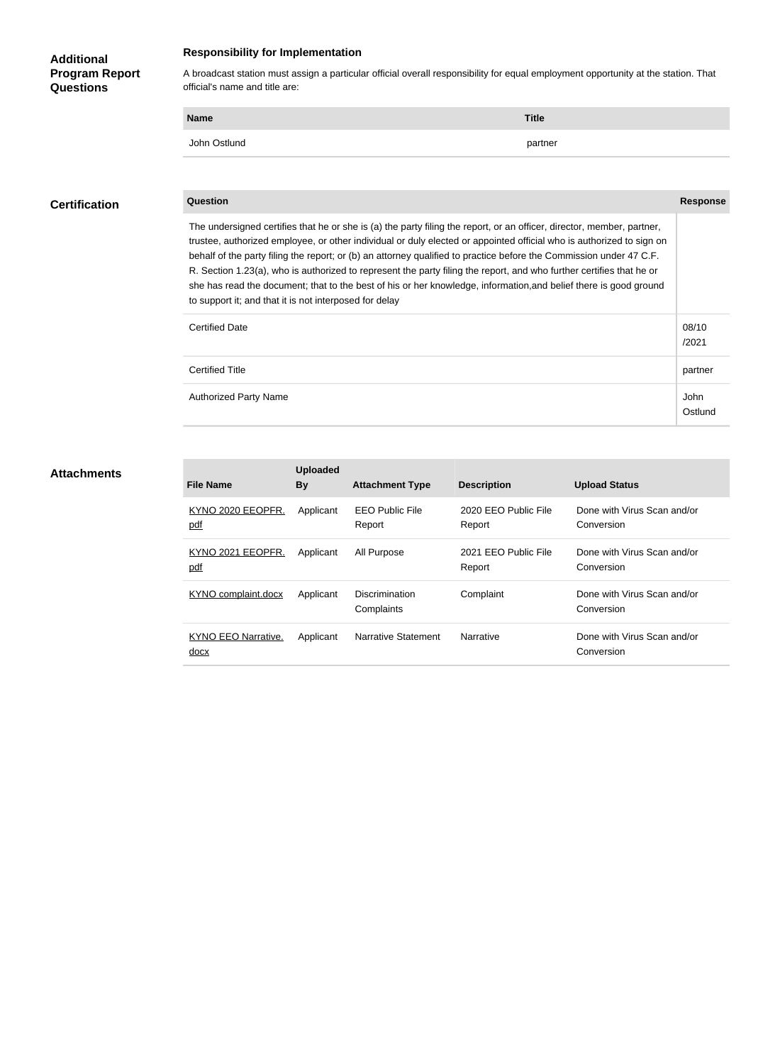## Additional Program Report Questions

### Responsibility for Implementation

A broadcast station must assign a particular official overall responsibility for equal employment opportunity at the station. That official's name and title are:

| Name | Title |
| --- | --- |
| John Ostlund | partner |

## Certification

| Question | Response |
| --- | --- |
| The undersigned certifies that he or she is (a) the party filing the report, or an officer, director, member, partner, trustee, authorized employee, or other individual or duly elected or appointed official who is authorized to sign on behalf of the party filing the report; or (b) an attorney qualified to practice before the Commission under 47 C.F. R. Section 1.23(a), who is authorized to represent the party filing the report, and who further certifies that he or she has read the document; that to the best of his or her knowledge, information,and belief there is good ground to support it; and that it is not interposed for delay | |
| Certified Date | 08/10/2021 |
| Certified Title | partner |
| Authorized Party Name | John Ostlund |

## Attachments

| File Name | Uploaded By | Attachment Type | Description | Upload Status |
| --- | --- | --- | --- | --- |
| KYNO 2020 EEOPFR.pdf | Applicant | EEO Public File Report | 2020 EEO Public File Report | Done with Virus Scan and/or Conversion |
| KYNO 2021 EEOPFR.pdf | Applicant | All Purpose | 2021 EEO Public File Report | Done with Virus Scan and/or Conversion |
| KYNO complaint.docx | Applicant | Discrimination Complaints | Complaint | Done with Virus Scan and/or Conversion |
| KYNO EEO Narrative.docx | Applicant | Narrative Statement | Narrative | Done with Virus Scan and/or Conversion |